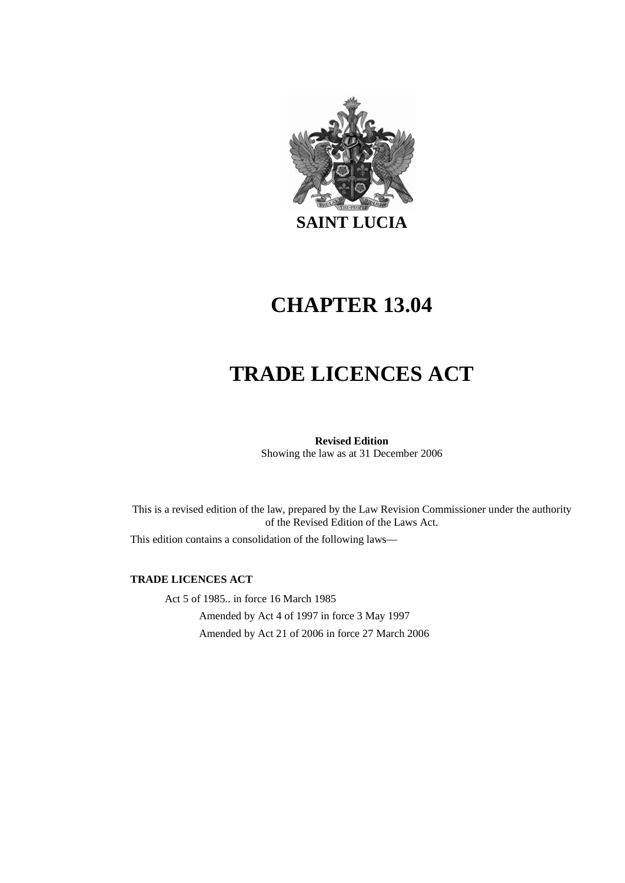# SAINT LUCIA

# CHAPTER 13.04

# TRADE LICENCES ACT

**Revised Edition**
Showing the law as at 31 December 2006

This is a revised edition of the law, prepared by the Law Revision Commissioner under the authority of the Revised Edition of the Laws Act.

This edition contains a consolidation of the following laws—

**TRADE LICENCES ACT**

Act 5 of 1985.. in force 16 March 1985

Amended by Act 4 of 1997 in force 3 May 1997

Amended by Act 21 of 2006 in force 27 March 2006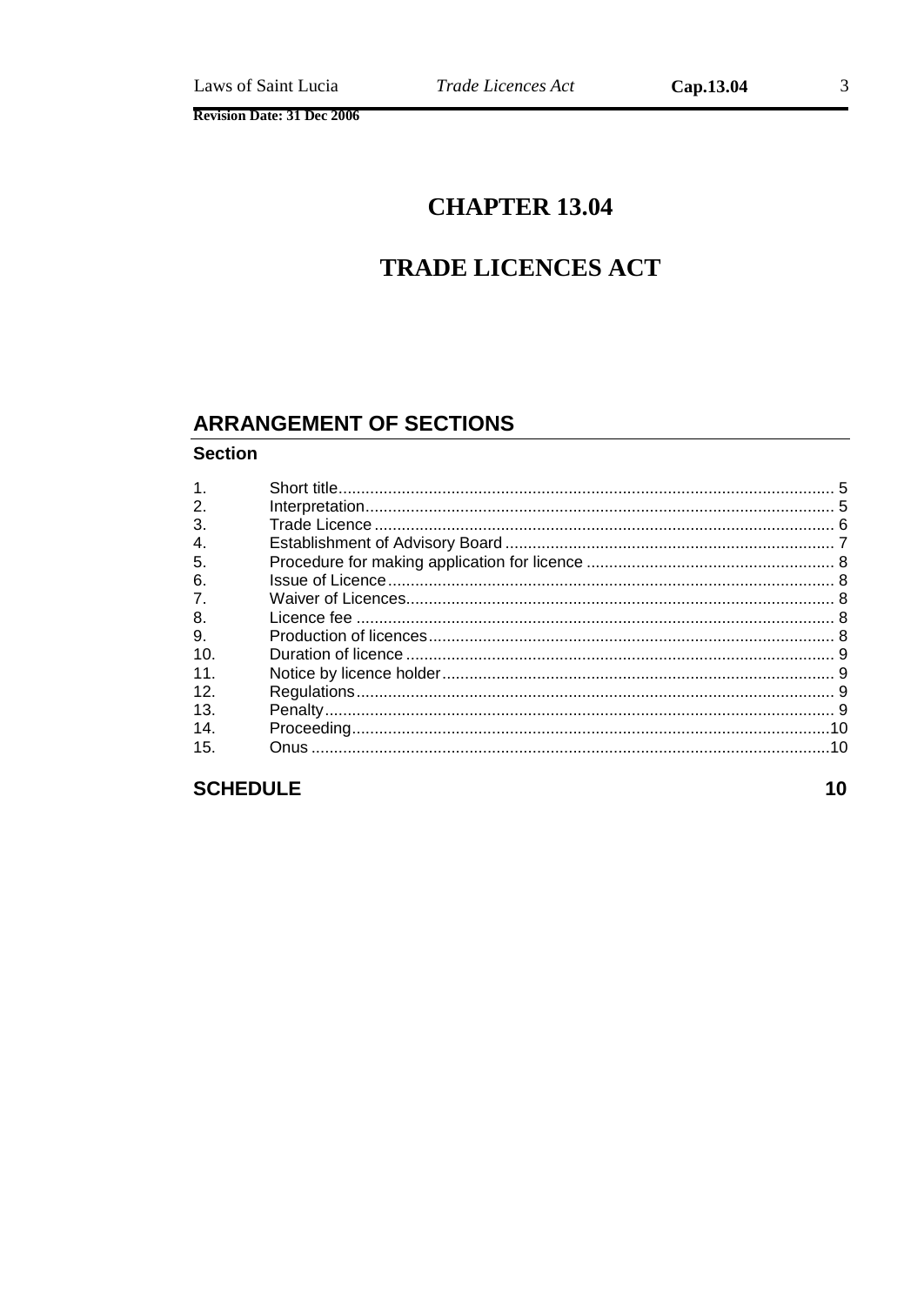# CHAPTER 13.04

# TRADE LICENCES ACT

## ARRANGEMENT OF SECTIONS

**Section**

| | | |
|---|---|---|
| 1. | Short title | 5 |
| 2. | Interpretation | 5 |
| 3. | Trade Licence | 6 |
| 4. | Establishment of Advisory Board | 7 |
| 5. | Procedure for making application for licence | 8 |
| 6. | Issue of Licence | 8 |
| 7. | Waiver of Licences | 8 |
| 8. | Licence fee | 8 |
| 9. | Production of licences | 8 |
| 10. | Duration of licence | 9 |
| 11. | Notice by licence holder | 9 |
| 12. | Regulations | 9 |
| 13. | Penalty | 9 |
| 14. | Proceeding | 10 |
| 15. | Onus | 10 |

**SCHEDULE** **10**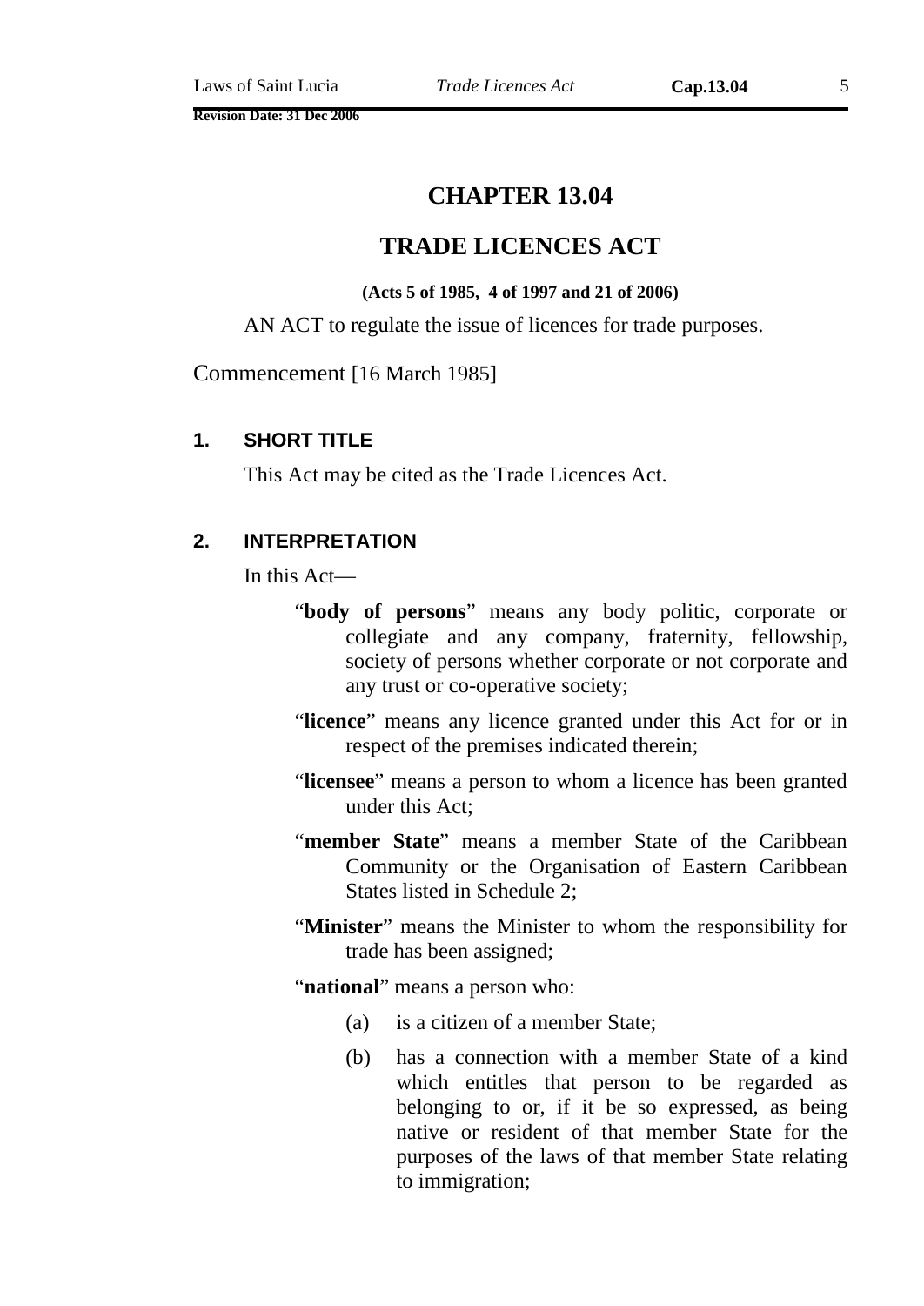# CHAPTER 13.04

# TRADE LICENCES ACT

**(Acts 5 of 1985, 4 of 1997 and 21 of 2006)**

AN ACT to regulate the issue of licences for trade purposes.

Commencement [16 March 1985]

### 1. SHORT TITLE

This Act may be cited as the Trade Licences Act.

### 2. INTERPRETATION

In this Act—

"**body of persons**" means any body politic, corporate or collegiate and any company, fraternity, fellowship, society of persons whether corporate or not corporate and any trust or co-operative society;

"**licence**" means any licence granted under this Act for or in respect of the premises indicated therein;

"**licensee**" means a person to whom a licence has been granted under this Act;

"**member State**" means a member State of the Caribbean Community or the Organisation of Eastern Caribbean States listed in Schedule 2;

"**Minister**" means the Minister to whom the responsibility for trade has been assigned;

"**national**" means a person who:

(a) is a citizen of a member State;

(b) has a connection with a member State of a kind which entitles that person to be regarded as belonging to or, if it be so expressed, as being native or resident of that member State for the purposes of the laws of that member State relating to immigration;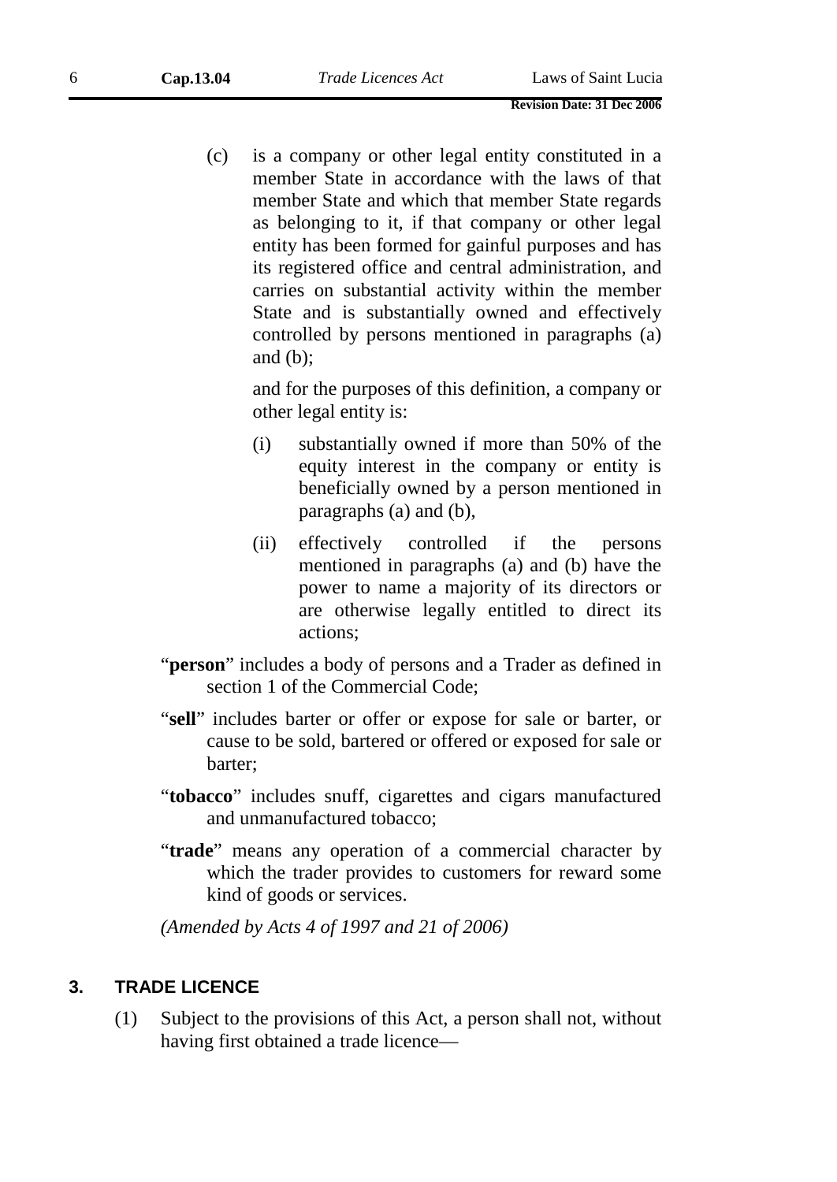(c) is a company or other legal entity constituted in a member State in accordance with the laws of that member State and which that member State regards as belonging to it, if that company or other legal entity has been formed for gainful purposes and has its registered office and central administration, and carries on substantial activity within the member State and is substantially owned and effectively controlled by persons mentioned in paragraphs (a) and (b);

and for the purposes of this definition, a company or other legal entity is:

(i) substantially owned if more than 50% of the equity interest in the company or entity is beneficially owned by a person mentioned in paragraphs (a) and (b),

(ii) effectively controlled if the persons mentioned in paragraphs (a) and (b) have the power to name a majority of its directors or are otherwise legally entitled to direct its actions;

"**person**" includes a body of persons and a Trader as defined in section 1 of the Commercial Code;

"**sell**" includes barter or offer or expose for sale or barter, or cause to be sold, bartered or offered or exposed for sale or barter;

"**tobacco**" includes snuff, cigarettes and cigars manufactured and unmanufactured tobacco;

"**trade**" means any operation of a commercial character by which the trader provides to customers for reward some kind of goods or services.

*(Amended by Acts 4 of 1997 and 21 of 2006)*

### 3. TRADE LICENCE

(1) Subject to the provisions of this Act, a person shall not, without having first obtained a trade licence—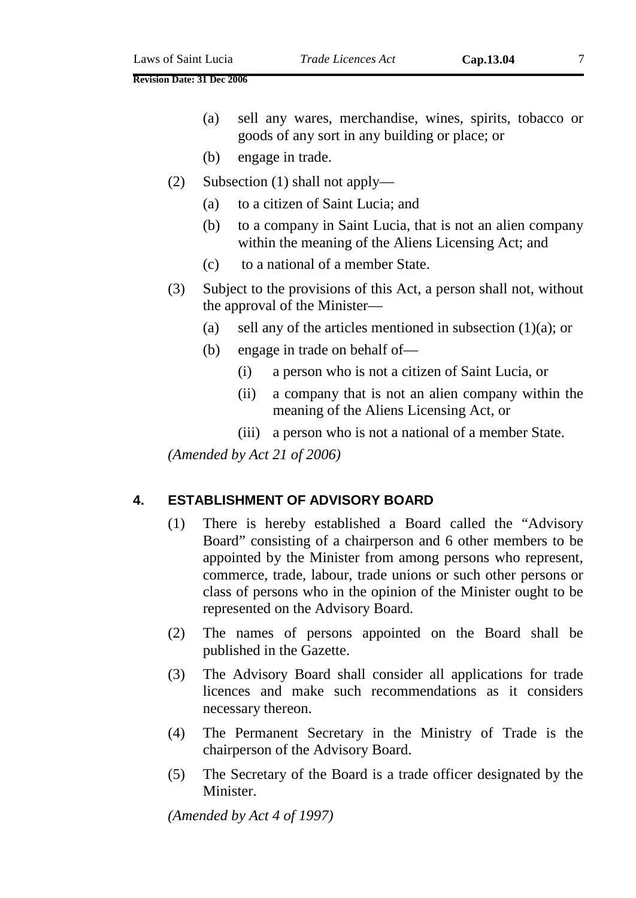(a) sell any wares, merchandise, wines, spirits, tobacco or goods of any sort in any building or place; or

(b) engage in trade.

(2) Subsection (1) shall not apply—

(a) to a citizen of Saint Lucia; and

(b) to a company in Saint Lucia, that is not an alien company within the meaning of the Aliens Licensing Act; and

(c) to a national of a member State.

(3) Subject to the provisions of this Act, a person shall not, without the approval of the Minister—

(a) sell any of the articles mentioned in subsection (1)(a); or

(b) engage in trade on behalf of—

(i) a person who is not a citizen of Saint Lucia, or

(ii) a company that is not an alien company within the meaning of the Aliens Licensing Act, or

(iii) a person who is not a national of a member State.

*(Amended by Act 21 of 2006)*

## 4. ESTABLISHMENT OF ADVISORY BOARD

(1) There is hereby established a Board called the "Advisory Board" consisting of a chairperson and 6 other members to be appointed by the Minister from among persons who represent, commerce, trade, labour, trade unions or such other persons or class of persons who in the opinion of the Minister ought to be represented on the Advisory Board.

(2) The names of persons appointed on the Board shall be published in the Gazette.

(3) The Advisory Board shall consider all applications for trade licences and make such recommendations as it considers necessary thereon.

(4) The Permanent Secretary in the Ministry of Trade is the chairperson of the Advisory Board.

(5) The Secretary of the Board is a trade officer designated by the Minister.

*(Amended by Act 4 of 1997)*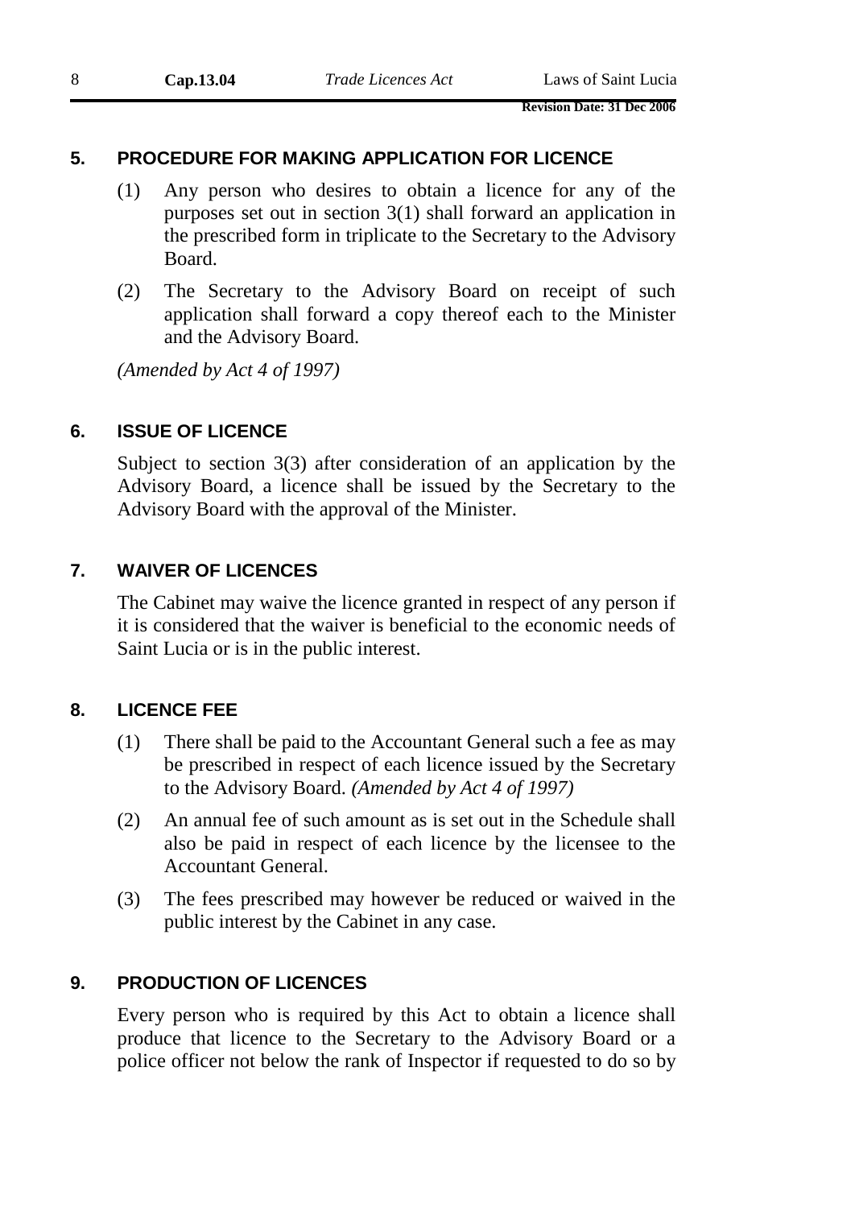## 5. PROCEDURE FOR MAKING APPLICATION FOR LICENCE

(1) Any person who desires to obtain a licence for any of the purposes set out in section 3(1) shall forward an application in the prescribed form in triplicate to the Secretary to the Advisory Board.

(2) The Secretary to the Advisory Board on receipt of such application shall forward a copy thereof each to the Minister and the Advisory Board.

*(Amended by Act 4 of 1997)*

## 6. ISSUE OF LICENCE

Subject to section 3(3) after consideration of an application by the Advisory Board, a licence shall be issued by the Secretary to the Advisory Board with the approval of the Minister.

## 7. WAIVER OF LICENCES

The Cabinet may waive the licence granted in respect of any person if it is considered that the waiver is beneficial to the economic needs of Saint Lucia or is in the public interest.

## 8. LICENCE FEE

(1) There shall be paid to the Accountant General such a fee as may be prescribed in respect of each licence issued by the Secretary to the Advisory Board. *(Amended by Act 4 of 1997)*

(2) An annual fee of such amount as is set out in the Schedule shall also be paid in respect of each licence by the licensee to the Accountant General.

(3) The fees prescribed may however be reduced or waived in the public interest by the Cabinet in any case.

## 9. PRODUCTION OF LICENCES

Every person who is required by this Act to obtain a licence shall produce that licence to the Secretary to the Advisory Board or a police officer not below the rank of Inspector if requested to do so by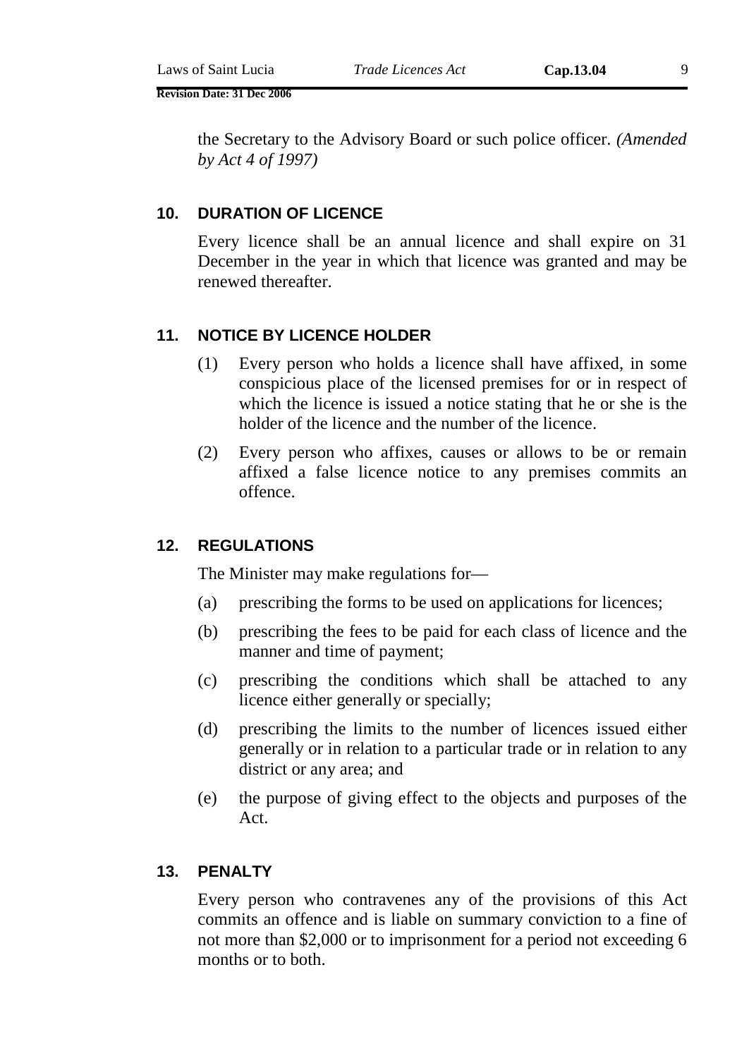the Secretary to the Advisory Board or such police officer. *(Amended by Act 4 of 1997)*

### 10. DURATION OF LICENCE

Every licence shall be an annual licence and shall expire on 31 December in the year in which that licence was granted and may be renewed thereafter.

### 11. NOTICE BY LICENCE HOLDER

(1) Every person who holds a licence shall have affixed, in some conspicuous place of the licensed premises for or in respect of which the licence is issued a notice stating that he or she is the holder of the licence and the number of the licence.

(2) Every person who affixes, causes or allows to be or remain affixed a false licence notice to any premises commits an offence.

### 12. REGULATIONS

The Minister may make regulations for—

(a) prescribing the forms to be used on applications for licences;

(b) prescribing the fees to be paid for each class of licence and the manner and time of payment;

(c) prescribing the conditions which shall be attached to any licence either generally or specially;

(d) prescribing the limits to the number of licences issued either generally or in relation to a particular trade or in relation to any district or any area; and

(e) the purpose of giving effect to the objects and purposes of the Act.

### 13. PENALTY

Every person who contravenes any of the provisions of this Act commits an offence and is liable on summary conviction to a fine of not more than $2,000 or to imprisonment for a period not exceeding 6 months or to both.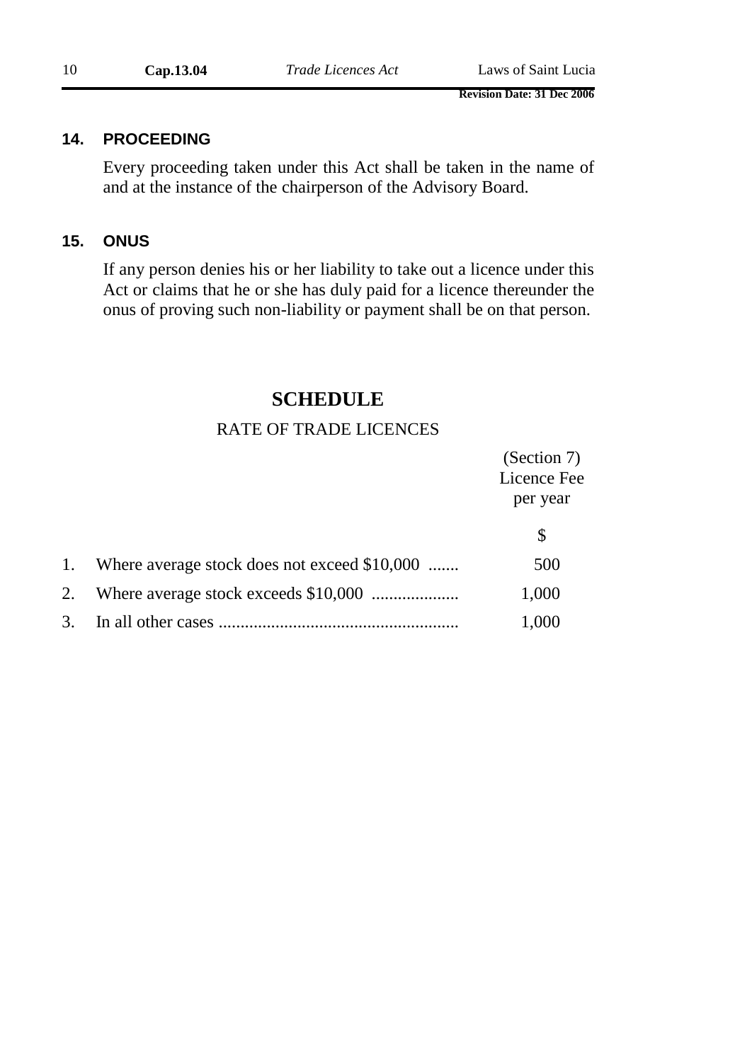### 14. PROCEEDING

Every proceeding taken under this Act shall be taken in the name of and at the instance of the chairperson of the Advisory Board.

### 15. ONUS

If any person denies his or her liability to take out a licence under this Act or claims that he or she has duly paid for a licence thereunder the onus of proving such non-liability or payment shall be on that person.

## SCHEDULE

RATE OF TRADE LICENCES

(Section 7)

| | | Licence Fee per year |
|---|---|---|
| | | $ |
| 1. | Where average stock does not exceed $10,000 ....... | 500 |
| 2. | Where average stock exceeds $10,000 .................... | 1,000 |
| 3. | In all other cases ....................................................... | 1,000 |